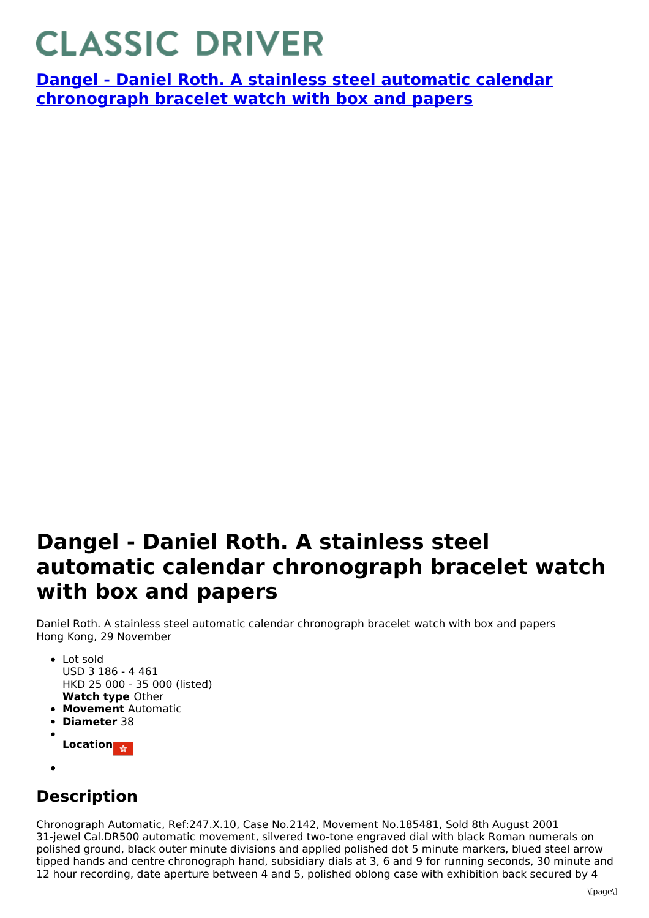# CLASSIC DRIVER

**[Dangel - Daniel Roth. A stainless steel automatic calendar chronograph bracelet watch with box and papers]()**

# Dangel - Daniel Roth. A stainless steel automatic calendar chronograph bracelet watch with box and papers

Daniel Roth. A stainless steel automatic calendar chronograph bracelet watch with box and papers
Hong Kong, 29 November

- Lot sold
  USD 3 186 - 4 461
  HKD 25 000 - 35 000 (listed)
  **Watch type** Other
- **Movement** Automatic
- **Diameter** 38
- **Location**
- 

## Description

Chronograph Automatic, Ref:247.X.10, Case No.2142, Movement No.185481, Sold 8th August 2001
31-jewel Cal.DR500 automatic movement, silvered two-tone engraved dial with black Roman numerals on polished ground, black outer minute divisions and applied polished dot 5 minute markers, blued steel arrow tipped hands and centre chronograph hand, subsidiary dials at 3, 6 and 9 for running seconds, 30 minute and 12 hour recording, date aperture between 4 and 5, polished oblong case with exhibition back secured by 4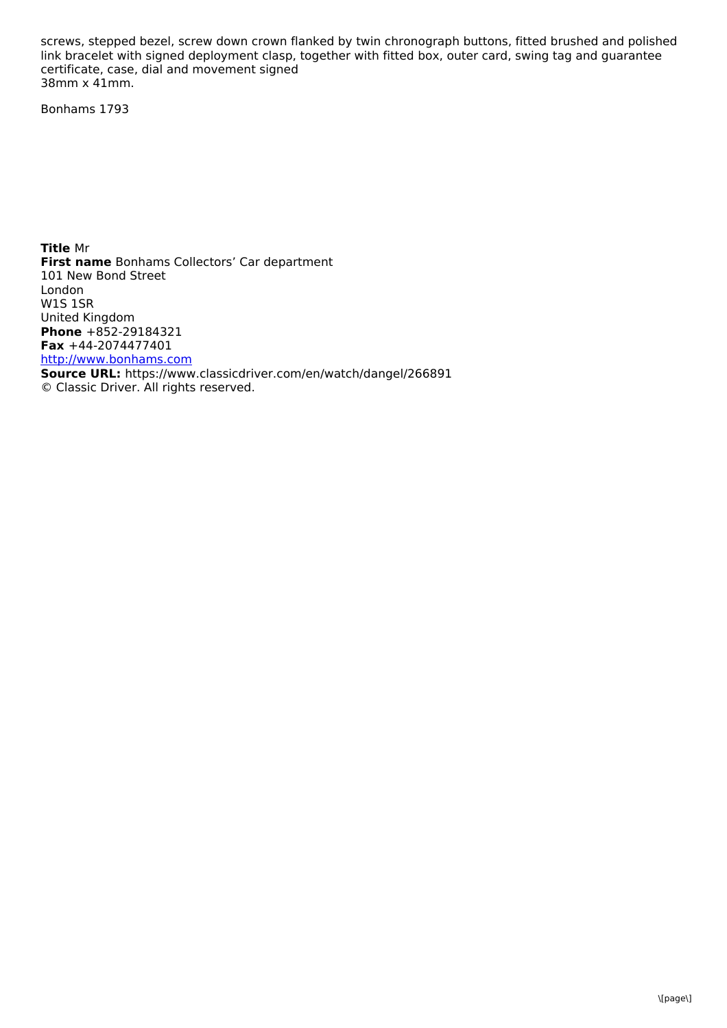screws, stepped bezel, screw down crown flanked by twin chronograph buttons, fitted brushed and polished link bracelet with signed deployment clasp, together with fitted box, outer card, swing tag and guarantee certificate, case, dial and movement signed
38mm x 41mm.

Bonhams 1793

**Title** Mr
**First name** Bonhams Collectors' Car department
101 New Bond Street
London
W1S 1SR
United Kingdom
**Phone** +852-29184321
**Fax** +44-2074477401
http://www.bonhams.com
**Source URL:** https://www.classicdriver.com/en/watch/dangel/266891
© Classic Driver. All rights reserved.